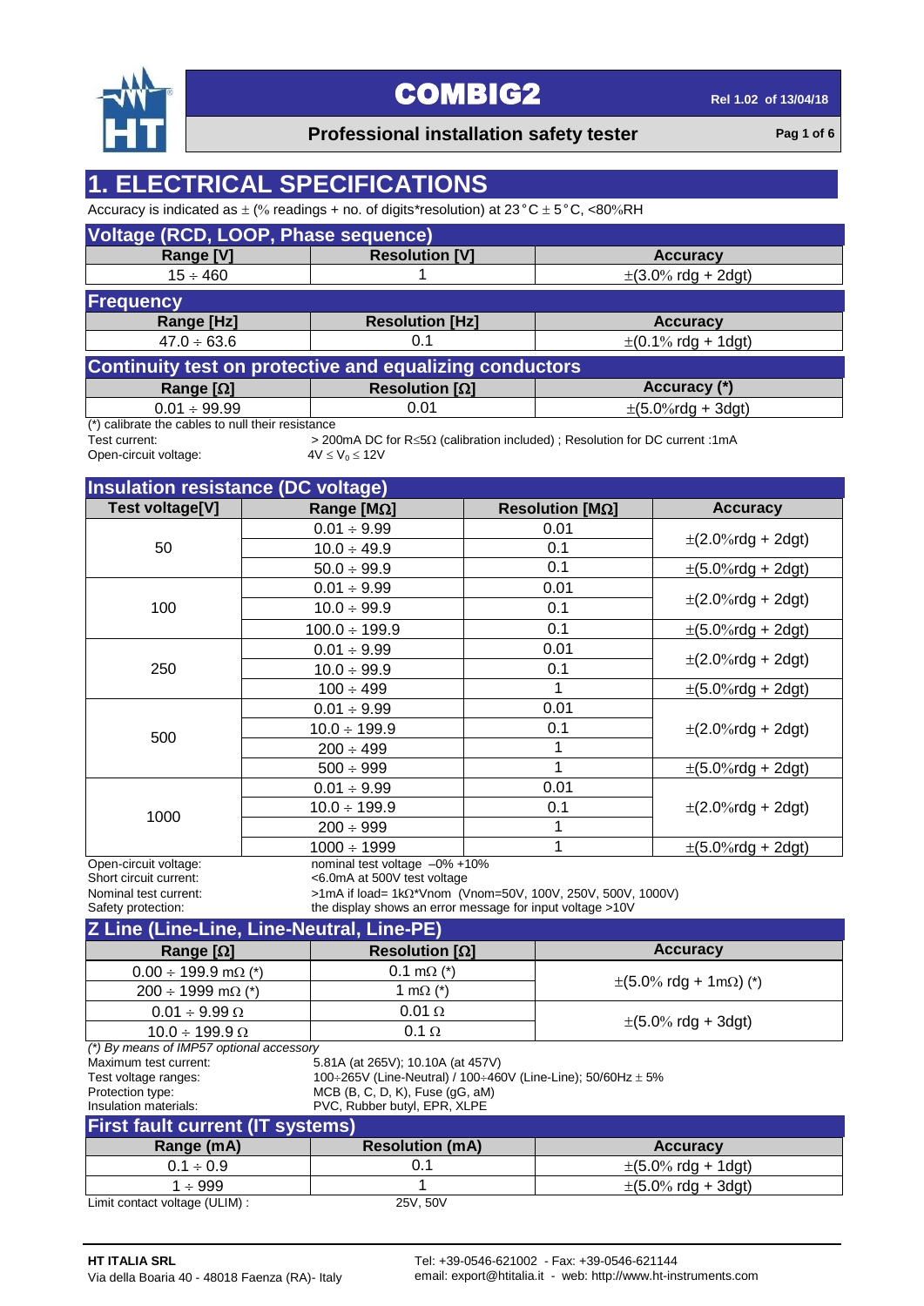# COMBIG2

**Professional installation safety tester**

Rel 1.02 of 13/04/18

## 1. ELECTRICAL SPECIFICATIONS

Accuracy is indicated as ± (% readings + no. of digits*resolution) at 23°C ± 5°C, <80%RH

### Voltage (RCD, LOOP, Phase sequence)

| Range [V] | Resolution [V] | Accuracy |
|---|---|---|
| 15 ÷ 460 | 1 | ±(3.0% rdg + 2dgt) |

### Frequency

| Range [Hz] | Resolution [Hz] | Accuracy |
|---|---|---|
| 47.0 ÷ 63.6 | 0.1 | ±(0.1% rdg + 1dgt) |

### Continuity test on protective and equalizing conductors

| Range [Ω] | Resolution [Ω] | Accuracy (*) |
|---|---|---|
| 0.01 ÷ 99.99 | 0.01 | ±(5.0%rdg + 3dgt) |

(*) calibrate the cables to null their resistance

Test current: > 200mA DC for R≤5Ω (calibration included) ; Resolution for DC current :1mA

Open-circuit voltage: $4V \leq V_0 \leq 12V$

### Insulation resistance (DC voltage)

| Test voltage[V] | Range [MΩ] | Resolution [MΩ] | Accuracy |
|---|---|---|---|
| 50 | 0.01 ÷ 9.99 | 0.01 | ±(2.0%rdg + 2dgt) |
| | 10.0 ÷ 49.9 | 0.1 | |
| | 50.0 ÷ 99.9 | 0.1 | ±(5.0%rdg + 2dgt) |
| 100 | 0.01 ÷ 9.99 | 0.01 | ±(2.0%rdg + 2dgt) |
| | 10.0 ÷ 99.9 | 0.1 | |
| | 100.0 ÷ 199.9 | 0.1 | ±(5.0%rdg + 2dgt) |
| 250 | 0.01 ÷ 9.99 | 0.01 | ±(2.0%rdg + 2dgt) |
| | 10.0 ÷ 99.9 | 0.1 | |
| | 100 ÷ 499 | 1 | ±(5.0%rdg + 2dgt) |
| 500 | 0.01 ÷ 9.99 | 0.01 | ±(2.0%rdg + 2dgt) |
| | 10.0 ÷ 199.9 | 0.1 | |
| | 200 ÷ 499 | 1 | |
| | 500 ÷ 999 | 1 | ±(5.0%rdg + 2dgt) |
| 1000 | 0.01 ÷ 9.99 | 0.01 | ±(2.0%rdg + 2dgt) |
| | 10.0 ÷ 199.9 | 0.1 | |
| | 200 ÷ 999 | 1 | |
| | 1000 ÷ 1999 | 1 | ±(5.0%rdg + 2dgt) |

Open-circuit voltage: nominal test voltage –0% +10%

Short circuit current: <6.0mA at 500V test voltage

Nominal test current: >1mA if load= 1kΩ*Vnom (Vnom=50V, 100V, 250V, 500V, 1000V)

Safety protection: the display shows an error message for input voltage >10V

### Z Line (Line-Line, Line-Neutral, Line-PE)

| Range [Ω] | Resolution [Ω] | Accuracy |
|---|---|---|
| 0.00 ÷ 199.9 mΩ (*) | 0.1 mΩ (*) | ±(5.0% rdg + 1mΩ) (*) |
| 200 ÷ 1999 mΩ (*) | 1 mΩ (*) | |
| 0.01 ÷ 9.99 Ω | 0.01 Ω | ±(5.0% rdg + 3dgt) |
| 10.0 ÷ 199.9 Ω | 0.1 Ω | |

*(*) By means of IMP57 optional accessory*

Maximum test current: 5.81A (at 265V); 10.10A (at 457V)

Test voltage ranges: 100÷265V (Line-Neutral) / 100÷460V (Line-Line); 50/60Hz ± 5%

Protection type: MCB (B, C, D, K), Fuse (gG, aM)

Insulation materials: PVC, Rubber butyl, EPR, XLPE

### First fault current (IT systems)

| Range (mA) | Resolution (mA) | Accuracy |
|---|---|---|
| 0.1 ÷ 0.9 | 0.1 | ±(5.0% rdg + 1dgt) |
| 1 ÷ 999 | 1 | ±(5.0% rdg + 3dgt) |

Limit contact voltage (ULIM) : 25V, 50V

**HT ITALIA SRL**
Via della Boaria 40 - 48018 Faenza (RA)- Italy

Tel: +39-0546-621002 - Fax: +39-0546-621144
email: export@htitalia.it - web: http://www.ht-instruments.com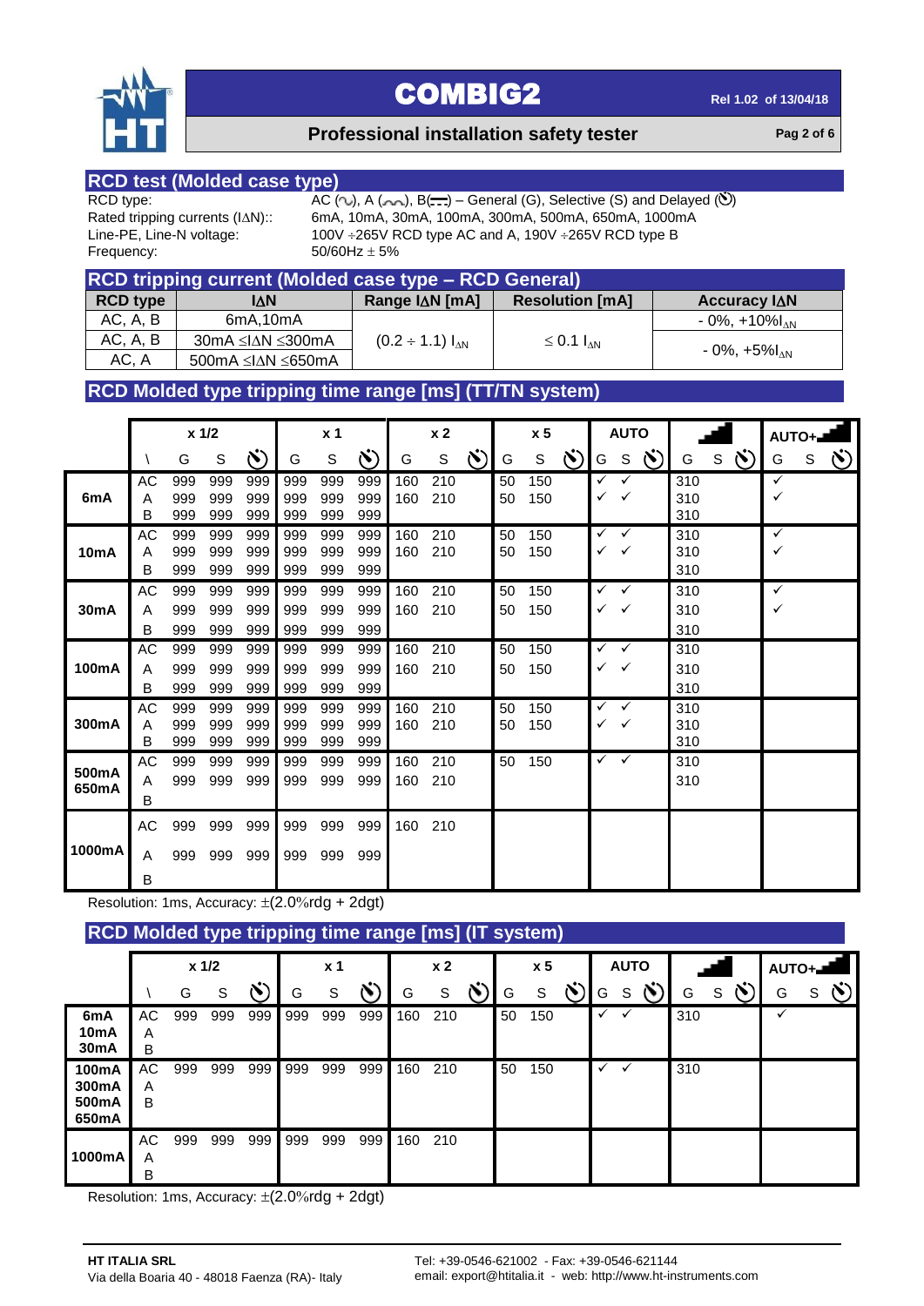## RCD test (Molded case type)

| | |
|---|---|
| RCD type: | AC, A, B – General (G), Selective (S) and Delayed |
| Rated tripping currents (IΔN): | 6mA, 10mA, 30mA, 100mA, 300mA, 500mA, 650mA, 1000mA |
| Line-PE, Line-N voltage: | 100V ÷265V RCD type AC and A, 190V ÷265V RCD type B |
| Frequency: | 50/60Hz ± 5% |

## RCD tripping current (Molded case type – RCD General)

| RCD type | IΔN | Range IΔN [mA] | Resolution [mA] | Accuracy IΔN |
|---|---|---|---|---|
| AC, A, B | 6mA,10mA | $(0.2 \div 1.1)\, I_{\Delta N}$ | $\leq 0.1\, I_{\Delta N}$ | - 0%, +10%$I_{\Delta N}$ |
| AC, A, B | 30mA ≤IΔN ≤300mA | | | - 0%, +5%$I_{\Delta N}$ |
| AC, A | 500mA ≤IΔN ≤650mA | | | |

## RCD Molded type tripping time range [ms] (TT/TN system)

| | | x 1/2 | | | x 1 | | | x 2 | | | x 5 | | | AUTO | | | Ramp | | | AUTO+Ramp | | |
|---|---|---|---|---|---|---|---|---|---|---|---|---|---|---|---|---|---|---|---|---|---|---|
| | \ | G | S | Delayed | G | S | Delayed | G | S | Delayed | G | S | Delayed | G | S | Delayed | G | S | Delayed | G | S | Delayed |
| 6mA | AC | 999 | 999 | 999 | 999 | 999 | 999 | 160 | 210 | | 50 | 150 | | ✓ | ✓ | | 310 | | | ✓ | | |
| | A | 999 | 999 | 999 | 999 | 999 | 999 | 160 | 210 | | 50 | 150 | | ✓ | ✓ | | 310 | | | ✓ | | |
| | B | 999 | 999 | 999 | 999 | 999 | 999 | | | | | | | | | | 310 | | | | | |
| 10mA | AC | 999 | 999 | 999 | 999 | 999 | 999 | 160 | 210 | | 50 | 150 | | ✓ | ✓ | | 310 | | | ✓ | | |
| | A | 999 | 999 | 999 | 999 | 999 | 999 | 160 | 210 | | 50 | 150 | | ✓ | ✓ | | 310 | | | ✓ | | |
| | B | 999 | 999 | 999 | 999 | 999 | 999 | | | | | | | | | | 310 | | | | | |
| 30mA | AC | 999 | 999 | 999 | 999 | 999 | 999 | 160 | 210 | | 50 | 150 | | ✓ | ✓ | | 310 | | | ✓ | | |
| | A | 999 | 999 | 999 | 999 | 999 | 999 | 160 | 210 | | 50 | 150 | | ✓ | ✓ | | 310 | | | ✓ | | |
| | B | 999 | 999 | 999 | 999 | 999 | 999 | | | | | | | | | | 310 | | | | | |
| 100mA | AC | 999 | 999 | 999 | 999 | 999 | 999 | 160 | 210 | | 50 | 150 | | ✓ | ✓ | | 310 | | | | | |
| | A | 999 | 999 | 999 | 999 | 999 | 999 | 160 | 210 | | 50 | 150 | | ✓ | ✓ | | 310 | | | | | |
| | B | 999 | 999 | 999 | 999 | 999 | 999 | | | | | | | | | | 310 | | | | | |
| 300mA | AC | 999 | 999 | 999 | 999 | 999 | 999 | 160 | 210 | | 50 | 150 | | ✓ | ✓ | | 310 | | | | | |
| | A | 999 | 999 | 999 | 999 | 999 | 999 | 160 | 210 | | 50 | 150 | | ✓ | ✓ | | 310 | | | | | |
| | B | 999 | 999 | 999 | 999 | 999 | 999 | | | | | | | | | | 310 | | | | | |
| 500mA 650mA | AC | 999 | 999 | 999 | 999 | 999 | 999 | 160 | 210 | | 50 | 150 | | ✓ | ✓ | | 310 | | | | | |
| | A | 999 | 999 | 999 | 999 | 999 | 999 | 160 | 210 | | | | | | | | 310 | | | | | |
| | B | | | | | | | | | | | | | | | | | | | | | |
| 1000mA | AC | 999 | 999 | 999 | 999 | 999 | 999 | 160 | 210 | | | | | | | | | | | | | |
| | A | 999 | 999 | 999 | 999 | 999 | 999 | | | | | | | | | | | | | | | |
| | B | | | | | | | | | | | | | | | | | | | | | |

Resolution: 1ms, Accuracy: ±(2.0%rdg + 2dgt)

## RCD Molded type tripping time range [ms] (IT system)

| | | x 1/2 | | | x 1 | | | x 2 | | | x 5 | | | AUTO | | | Ramp | | | AUTO+Ramp | | |
|---|---|---|---|---|---|---|---|---|---|---|---|---|---|---|---|---|---|---|---|---|---|---|
| | \ | G | S | Delayed | G | S | Delayed | G | S | Delayed | G | S | Delayed | G | S | Delayed | G | S | Delayed | G | S | Delayed |
| 6mA 10mA 30mA | AC A B | 999 | 999 | 999 | 999 | 999 | 999 | 160 | 210 | | 50 | 150 | | ✓ | ✓ | | 310 | | | ✓ | | |
| 100mA 300mA 500mA 650mA | AC A B | 999 | 999 | 999 | 999 | 999 | 999 | 160 | 210 | | 50 | 150 | | ✓ | ✓ | | 310 | | | | | |
| 1000mA | AC A B | 999 | 999 | 999 | 999 | 999 | 999 | 160 | 210 | | | | | | | | | | | | | |

Resolution: 1ms, Accuracy: ±(2.0%rdg + 2dgt)

**HT ITALIA SRL**
Via della Boaria 40 - 48018 Faenza (RA)- Italy

Tel: +39-0546-621002 - Fax: +39-0546-621144
email: export@htitalia.it - web: http://www.ht-instruments.com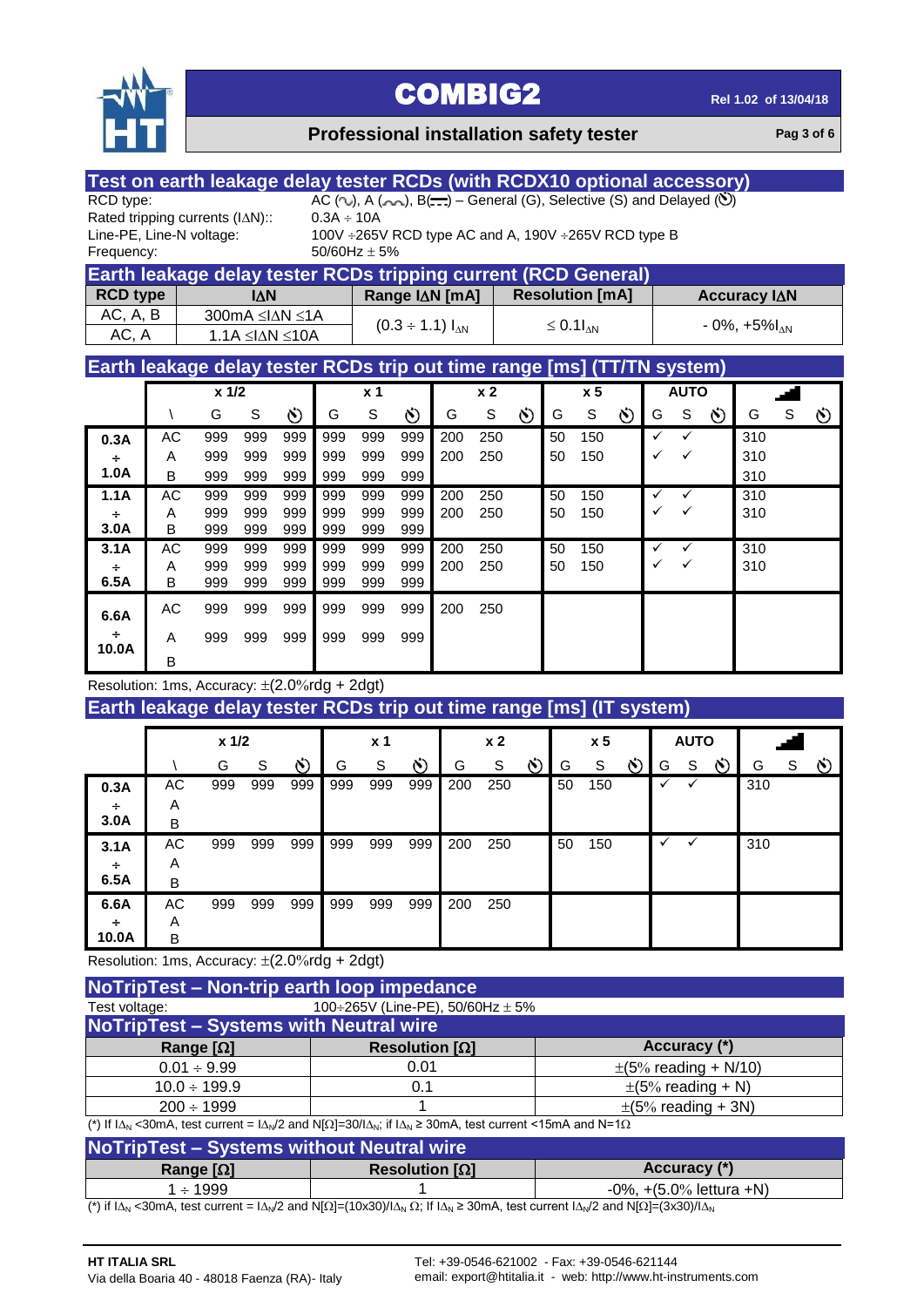## Test on earth leakage delay tester RCDs (with RCDX10 optional accessory)

RCD type: AC (~), A (⏜⏜), B(⎓) – General (G), Selective (S) and Delayed (⏲)
Rated tripping currents (IΔN):: 0.3A ÷ 10A
Line-PE, Line-N voltage: 100V ÷265V RCD type AC and A, 190V ÷265V RCD type B
Frequency: 50/60Hz ± 5%

## Earth leakage delay tester RCDs tripping current (RCD General)

| RCD type | IΔN | Range IΔN [mA] | Resolution [mA] | Accuracy IΔN |
|---|---|---|---|---|
| AC, A, B | 300mA ≤IΔN ≤1A | $(0.3 \div 1.1)\ I_{\Delta N}$ | $\leq 0.1 I_{\Delta N}$ | $-0\%, +5\% I_{\Delta N}$ |
| AC, A | 1.1A ≤IΔN ≤10A | | | |

## Earth leakage delay tester RCDs trip out time range [ms] (TT/TN system)

| | | x 1/2 | | | x 1 | | | x 2 | | | x 5 | | | AUTO | | | Ramp | | |
|---|---|---|---|---|---|---|---|---|---|---|---|---|---|---|---|---|---|---|---|
| | \ | G | S | ⏲ | G | S | ⏲ | G | S | ⏲ | G | S | ⏲ | G | S | ⏲ | G | S | ⏲ |
| 0.3A ÷ 1.0A | AC | 999 | 999 | 999 | 999 | 999 | 999 | 200 | 250 | | 50 | 150 | | ✓ | ✓ | | 310 | | |
| | A | 999 | 999 | 999 | 999 | 999 | 999 | 200 | 250 | | 50 | 150 | | ✓ | ✓ | | 310 | | |
| | B | 999 | 999 | 999 | 999 | 999 | 999 | | | | | | | | | | 310 | | |
| 1.1A ÷ 3.0A | AC | 999 | 999 | 999 | 999 | 999 | 999 | 200 | 250 | | 50 | 150 | | ✓ | ✓ | | 310 | | |
| | A | 999 | 999 | 999 | 999 | 999 | 999 | 200 | 250 | | 50 | 150 | | ✓ | ✓ | | 310 | | |
| | B | 999 | 999 | 999 | 999 | 999 | 999 | | | | | | | | | | | | |
| 3.1A ÷ 6.5A | AC | 999 | 999 | 999 | 999 | 999 | 999 | 200 | 250 | | 50 | 150 | | ✓ | ✓ | | 310 | | |
| | A | 999 | 999 | 999 | 999 | 999 | 999 | 200 | 250 | | 50 | 150 | | ✓ | ✓ | | 310 | | |
| | B | 999 | 999 | 999 | 999 | 999 | 999 | | | | | | | | | | | | |
| 6.6A ÷ 10.0A | AC | 999 | 999 | 999 | 999 | 999 | 999 | 200 | 250 | | | | | | | | | | |
| | A | 999 | 999 | 999 | 999 | 999 | 999 | | | | | | | | | | | | |
| | B | | | | | | | | | | | | | | | | | | |

Resolution: 1ms, Accuracy: ±(2.0%rdg + 2dgt)

## Earth leakage delay tester RCDs trip out time range [ms] (IT system)

| | | x 1/2 | | | x 1 | | | x 2 | | | x 5 | | | AUTO | | | Ramp | | |
|---|---|---|---|---|---|---|---|---|---|---|---|---|---|---|---|---|---|---|---|
| | \ | G | S | ⏲ | G | S | ⏲ | G | S | ⏲ | G | S | ⏲ | G | S | ⏲ | G | S | ⏲ |
| 0.3A ÷ 3.0A | AC | 999 | 999 | 999 | 999 | 999 | 999 | 200 | 250 | | 50 | 150 | | ✓ | ✓ | | 310 | | |
| | A | | | | | | | | | | | | | | | | | | |
| | B | | | | | | | | | | | | | | | | | | |
| 3.1A ÷ 6.5A | AC | 999 | 999 | 999 | 999 | 999 | 999 | 200 | 250 | | 50 | 150 | | ✓ | ✓ | | 310 | | |
| | A | | | | | | | | | | | | | | | | | | |
| | B | | | | | | | | | | | | | | | | | | |
| 6.6A ÷ 10.0A | AC | 999 | 999 | 999 | 999 | 999 | 999 | 200 | 250 | | | | | | | | | | |
| | A | | | | | | | | | | | | | | | | | | |
| | B | | | | | | | | | | | | | | | | | | |

Resolution: 1ms, Accuracy: ±(2.0%rdg + 2dgt)

## NoTripTest – Non-trip earth loop impedance

Test voltage: 100÷265V (Line-PE), 50/60Hz ± 5%

## NoTripTest – Systems with Neutral wire

| Range [Ω] | Resolution [Ω] | Accuracy (*) |
|---|---|---|
| 0.01 ÷ 9.99 | 0.01 | ±(5% reading + N/10) |
| 10.0 ÷ 199.9 | 0.1 | ±(5% reading + N) |
| 200 ÷ 1999 | 1 | ±(5% reading + 3N) |

(*) If $I\Delta_N$ <30mA, test current = $I\Delta_N/2$ and N[Ω]=30/$I\Delta_N$; if $I\Delta_N$ ≥ 30mA, test current <15mA and N=1Ω

## NoTripTest – Systems without Neutral wire

| Range [Ω] | Resolution [Ω] | Accuracy (*) |
|---|---|---|
| 1 ÷ 1999 | 1 | -0%, +(5.0% lettura +N) |

(*) if $I\Delta_N$ <30mA, test current = $I\Delta_N/2$ and N[Ω]=(10x30)/$I\Delta_N$ Ω; If $I\Delta_N$ ≥ 30mA, test current $I\Delta_N/2$ and N[Ω]=(3x30)/$I\Delta_N$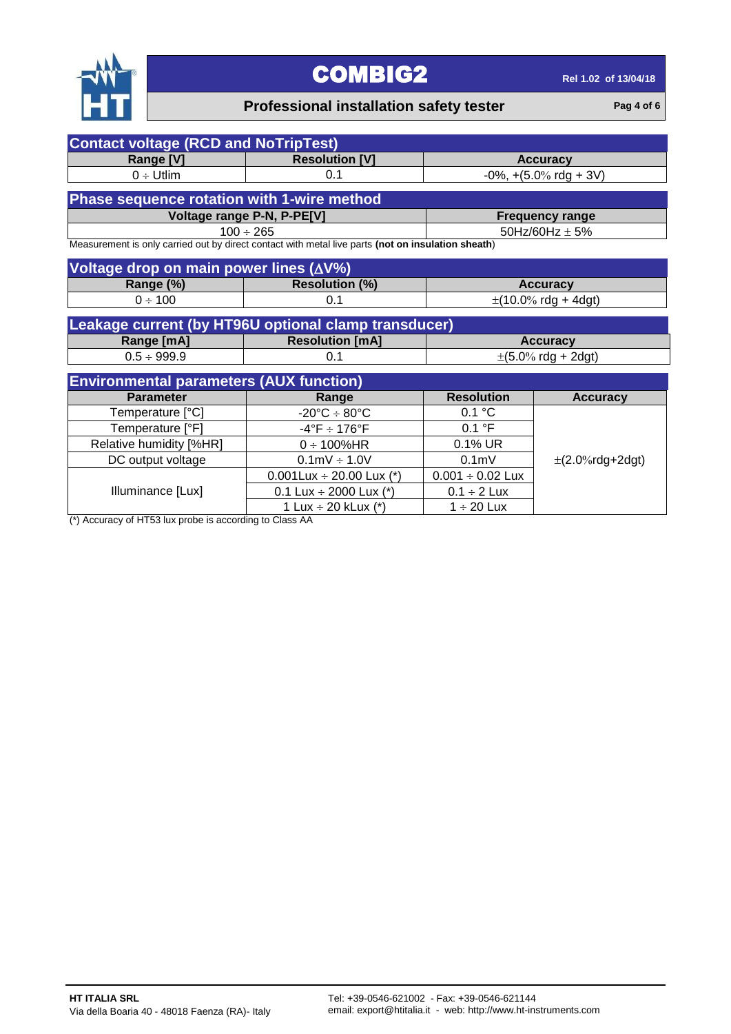## Contact voltage (RCD and NoTripTest)

| Range [V] | Resolution [V] | Accuracy |
|---|---|---|
| 0 ÷ Utlim | 0.1 | -0%, +(5.0% rdg + 3V) |

## Phase sequence rotation with 1-wire method

| Voltage range P-N, P-PE[V] | Frequency range |
|---|---|
| 100 ÷ 265 | 50Hz/60Hz ± 5% |

Measurement is only carried out by direct contact with metal live parts **(not on insulation sheath**)

## Voltage drop on main power lines (ΔV%)

| Range (%) | Resolution (%) | Accuracy |
|---|---|---|
| 0 ÷ 100 | 0.1 | ±(10.0% rdg + 4dgt) |

## Leakage current (by HT96U optional clamp transducer)

| Range [mA] | Resolution [mA] | Accuracy |
|---|---|---|
| 0.5 ÷ 999.9 | 0.1 | ±(5.0% rdg + 2dgt) |

## Environmental parameters (AUX function)

| Parameter | Range | Resolution | Accuracy |
|---|---|---|---|
| Temperature [°C] | -20°C ÷ 80°C | 0.1 °C | ±(2.0%rdg+2dgt) |
| Temperature [°F] | -4°F ÷ 176°F | 0.1 °F | |
| Relative humidity [%HR] | 0 ÷ 100%HR | 0.1% UR | |
| DC output voltage | 0.1mV ÷ 1.0V | 0.1mV | |
| Illuminance [Lux] | 0.001Lux ÷ 20.00 Lux (*) | 0.001 ÷ 0.02 Lux | |
| | 0.1 Lux ÷ 2000 Lux (*) | 0.1 ÷ 2 Lux | |
| | 1 Lux ÷ 20 kLux (*) | 1 ÷ 20 Lux | |

(*) Accuracy of HT53 lux probe is according to Class AA

**HT ITALIA SRL**
Via della Boaria 40 - 48018 Faenza (RA)- Italy

Tel: +39-0546-621002 - Fax: +39-0546-621144
email: export@htitalia.it - web: http://www.ht-instruments.com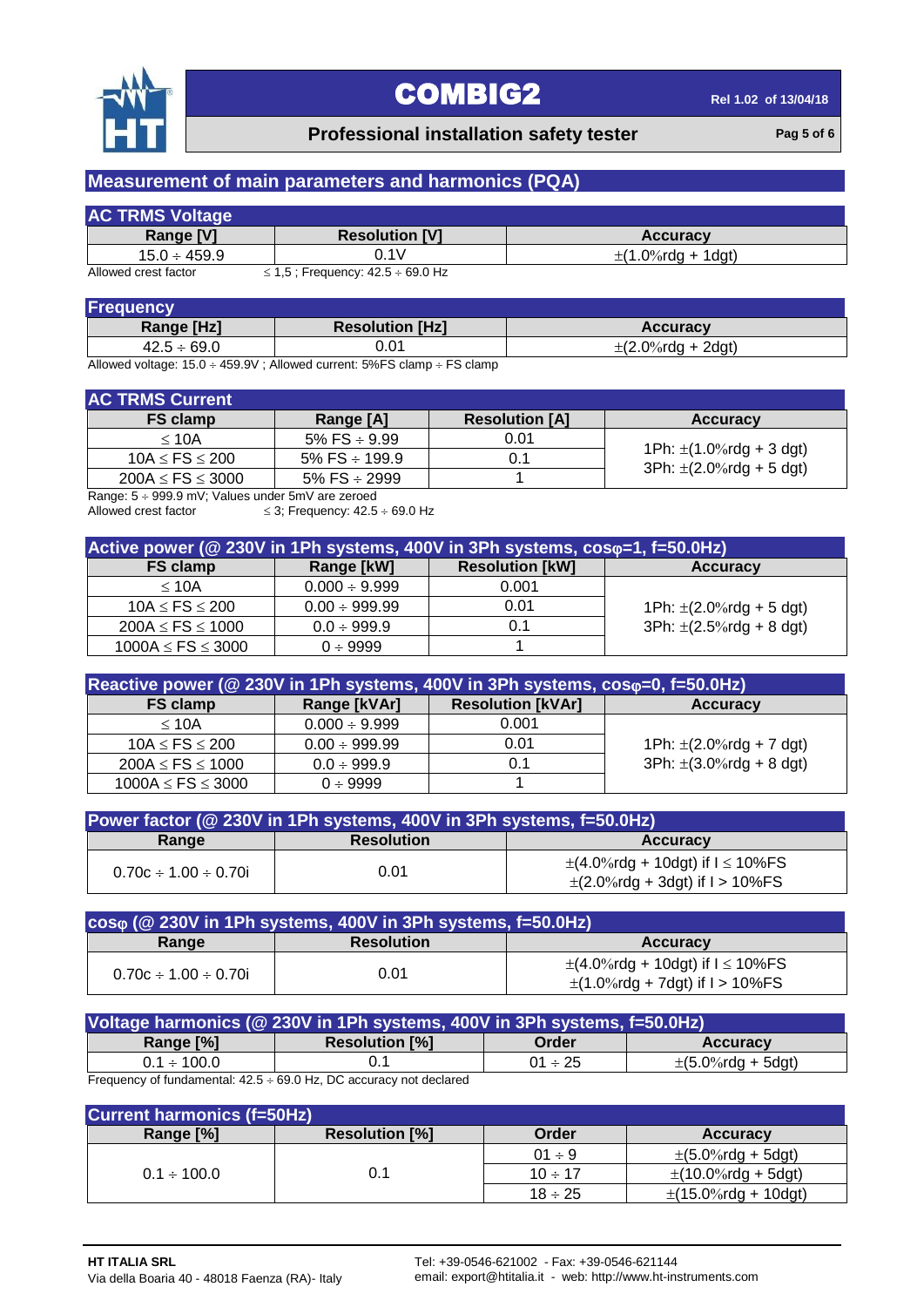## Measurement of main parameters and harmonics (PQA)

### AC TRMS Voltage

| Range [V] | Resolution [V] | Accuracy |
|---|---|---|
| 15.0 ÷ 459.9 | 0.1V | ±(1.0%rdg + 1dgt) |

Allowed crest factor ≤ 1,5 ; Frequency: 42.5 ÷ 69.0 Hz

### Frequency

| Range [Hz] | Resolution [Hz] | Accuracy |
|---|---|---|
| 42.5 ÷ 69.0 | 0.01 | ±(2.0%rdg + 2dgt) |

Allowed voltage: 15.0 ÷ 459.9V ; Allowed current: 5%FS clamp ÷ FS clamp

### AC TRMS Current

| FS clamp | Range [A] | Resolution [A] | Accuracy |
|---|---|---|---|
| ≤ 10A | 5% FS ÷ 9.99 | 0.01 | 1Ph: ±(1.0%rdg + 3 dgt)<br>3Ph: ±(2.0%rdg + 5 dgt) |
| 10A ≤ FS ≤ 200 | 5% FS ÷ 199.9 | 0.1 | |
| 200A ≤ FS ≤ 3000 | 5% FS ÷ 2999 | 1 | |

Range: 5 ÷ 999.9 mV; Values under 5mV are zeroed
Allowed crest factor ≤ 3; Frequency: 42.5 ÷ 69.0 Hz

### Active power (@ 230V in 1Ph systems, 400V in 3Ph systems, cosφ=1, f=50.0Hz)

| FS clamp | Range [kW] | Resolution [kW] | Accuracy |
|---|---|---|---|
| ≤ 10A | 0.000 ÷ 9.999 | 0.001 | 1Ph: ±(2.0%rdg + 5 dgt)<br>3Ph: ±(2.5%rdg + 8 dgt) |
| 10A ≤ FS ≤ 200 | 0.00 ÷ 999.99 | 0.01 | |
| 200A ≤ FS ≤ 1000 | 0.0 ÷ 999.9 | 0.1 | |
| 1000A ≤ FS ≤ 3000 | 0 ÷ 9999 | 1 | |

### Reactive power (@ 230V in 1Ph systems, 400V in 3Ph systems, cosφ=0, f=50.0Hz)

| FS clamp | Range [kVAr] | Resolution [kVAr] | Accuracy |
|---|---|---|---|
| ≤ 10A | 0.000 ÷ 9.999 | 0.001 | 1Ph: ±(2.0%rdg + 7 dgt)<br>3Ph: ±(3.0%rdg + 8 dgt) |
| 10A ≤ FS ≤ 200 | 0.00 ÷ 999.99 | 0.01 | |
| 200A ≤ FS ≤ 1000 | 0.0 ÷ 999.9 | 0.1 | |
| 1000A ≤ FS ≤ 3000 | 0 ÷ 9999 | 1 | |

### Power factor (@ 230V in 1Ph systems, 400V in 3Ph systems, f=50.0Hz)

| Range | Resolution | Accuracy |
|---|---|---|
| 0.70c ÷ 1.00 ÷ 0.70i | 0.01 | ±(4.0%rdg + 10dgt) if I ≤ 10%FS<br>±(2.0%rdg + 3dgt) if I > 10%FS |

### cosφ (@ 230V in 1Ph systems, 400V in 3Ph systems, f=50.0Hz)

| Range | Resolution | Accuracy |
|---|---|---|
| 0.70c ÷ 1.00 ÷ 0.70i | 0.01 | ±(4.0%rdg + 10dgt) if I ≤ 10%FS<br>±(1.0%rdg + 7dgt) if I > 10%FS |

### Voltage harmonics (@ 230V in 1Ph systems, 400V in 3Ph systems, f=50.0Hz)

| Range [%] | Resolution [%] | Order | Accuracy |
|---|---|---|---|
| 0.1 ÷ 100.0 | 0.1 | 01 ÷ 25 | ±(5.0%rdg + 5dgt) |

Frequency of fundamental: 42.5 ÷ 69.0 Hz, DC accuracy not declared

### Current harmonics (f=50Hz)

| Range [%] | Resolution [%] | Order | Accuracy |
|---|---|---|---|
| 0.1 ÷ 100.0 | 0.1 | 01 ÷ 9 | ±(5.0%rdg + 5dgt) |
| | | 10 ÷ 17 | ±(10.0%rdg + 5dgt) |
| | | 18 ÷ 25 | ±(15.0%rdg + 10dgt) |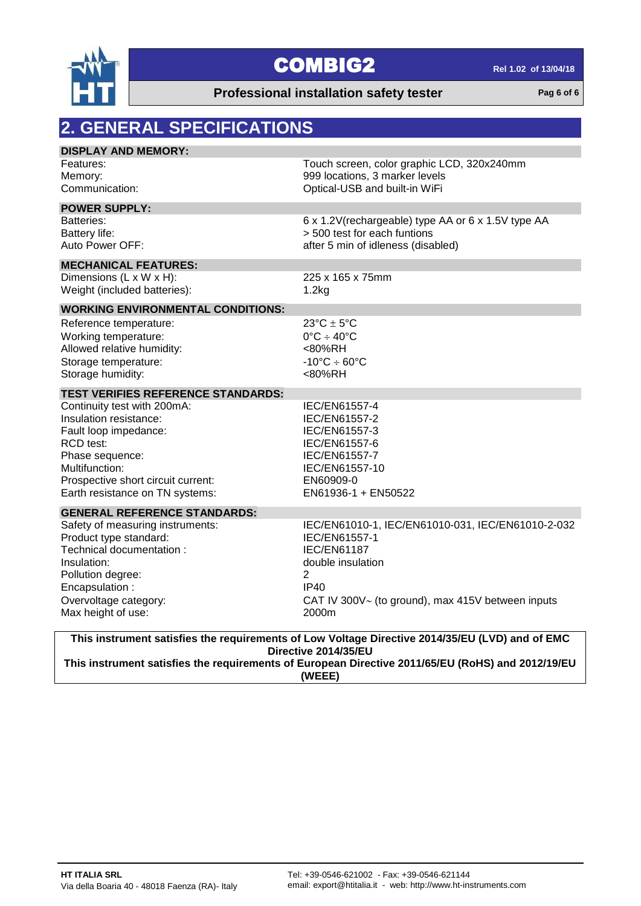## 2. GENERAL SPECIFICATIONS

| | |
|---|---|
| **DISPLAY AND MEMORY:** | |
| Features: | Touch screen, color graphic LCD, 320x240mm |
| Memory: | 999 locations, 3 marker levels |
| Communication: | Optical-USB and built-in WiFi |
| **POWER SUPPLY:** | |
| Batteries: | 6 x 1.2V(rechargeable) type AA or 6 x 1.5V type AA |
| Battery life: | > 500 test for each funtions |
| Auto Power OFF: | after 5 min of idleness (disabled) |
| **MECHANICAL FEATURES:** | |
| Dimensions (L x W x H): | 225 x 165 x 75mm |
| Weight (included batteries): | 1.2kg |
| **WORKING ENVIRONMENTAL CONDITIONS:** | |
| Reference temperature: | 23°C ± 5°C |
| Working temperature: | 0°C ÷ 40°C |
| Allowed relative humidity: | <80%RH |
| Storage temperature: | -10°C ÷ 60°C |
| Storage humidity: | <80%RH |
| **TEST VERIFIES REFERENCE STANDARDS:** | |
| Continuity test with 200mA: | IEC/EN61557-4 |
| Insulation resistance: | IEC/EN61557-2 |
| Fault loop impedance: | IEC/EN61557-3 |
| RCD test: | IEC/EN61557-6 |
| Phase sequence: | IEC/EN61557-7 |
| Multifunction: | IEC/EN61557-10 |
| Prospective short circuit current: | EN60909-0 |
| Earth resistance on TN systems: | EN61936-1 + EN50522 |
| **GENERAL REFERENCE STANDARDS:** | |
| Safety of measuring instruments: | IEC/EN61010-1, IEC/EN61010-031, IEC/EN61010-2-032 |
| Product type standard: | IEC/EN61557-1 |
| Technical documentation : | IEC/EN61187 |
| Insulation: | double insulation |
| Pollution degree: | 2 |
| Encapsulation : | IP40 |
| Overvoltage category: | CAT IV 300V~ (to ground), max 415V between inputs |
| Max height of use: | 2000m |

**This instrument satisfies the requirements of Low Voltage Directive 2014/35/EU (LVD) and of EMC Directive 2014/35/EU**
**This instrument satisfies the requirements of European Directive 2011/65/EU (RoHS) and 2012/19/EU (WEEE)**